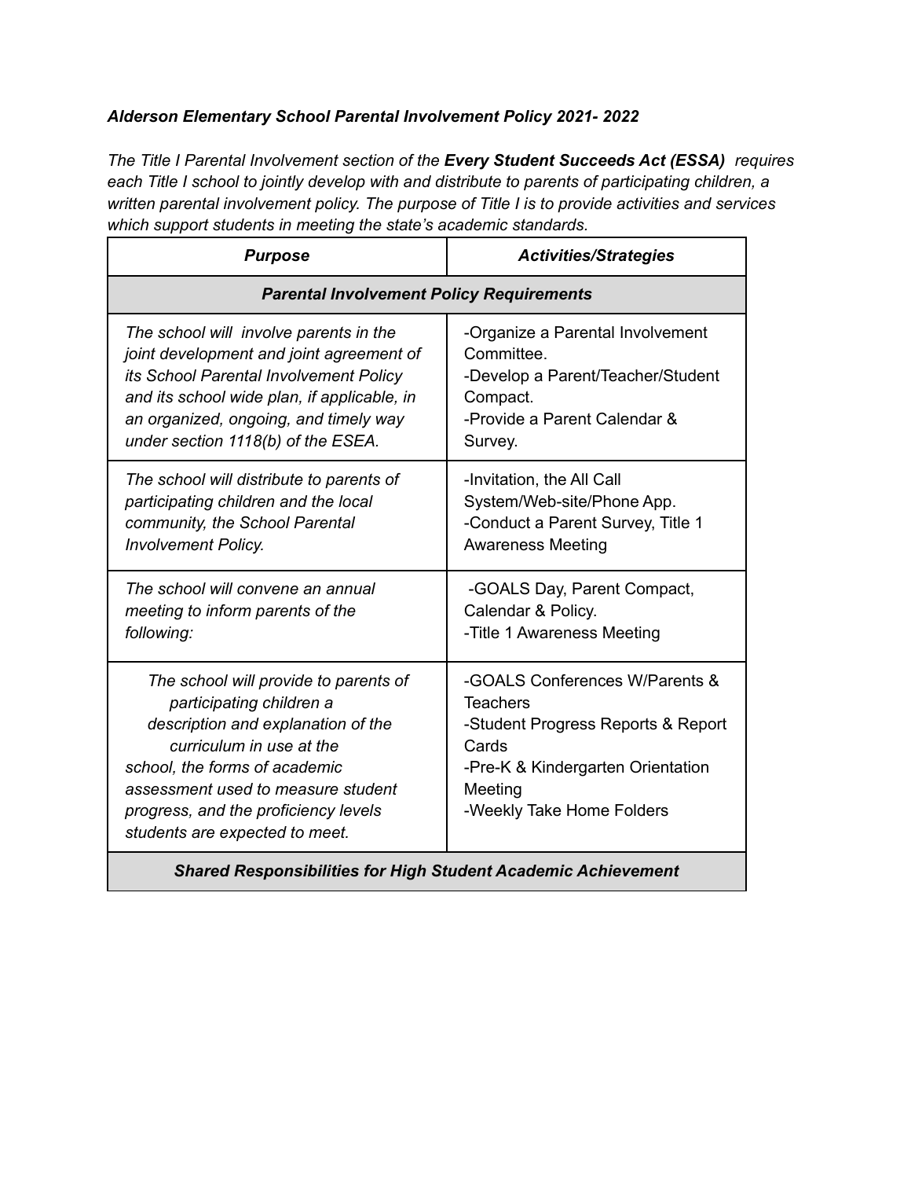***Alderson Elementary School Parental Involvement Policy 2021- 2022***

*The Title I Parental Involvement section of the* ***Every Student Succeeds Act (ESSA)*** *requires each Title I school to jointly develop with and distribute to parents of participating children, a written parental involvement policy. The purpose of Title I is to provide activities and services which support students in meeting the state's academic standards.*

| ***Purpose*** | ***Activities/Strategies*** |
|---|---|
| ***Parental Involvement Policy Requirements*** | |
| *The school will involve parents in the joint development and joint agreement of its School Parental Involvement Policy and its school wide plan, if applicable, in an organized, ongoing, and timely way under section 1118(b) of the ESEA.* | -Organize a Parental Involvement Committee.<br>-Develop a Parent/Teacher/Student Compact.<br>-Provide a Parent Calendar & Survey. |
| *The school will distribute to parents of participating children and the local community, the School Parental Involvement Policy.* | -Invitation, the All Call System/Web-site/Phone App.<br>-Conduct a Parent Survey, Title 1 Awareness Meeting |
| *The school will convene an annual meeting to inform parents of the following:* | -GOALS Day, Parent Compact, Calendar & Policy.<br>-Title 1 Awareness Meeting |
| *The school will provide to parents of participating children a description and explanation of the curriculum in use at the school, the forms of academic assessment used to measure student progress, and the proficiency levels students are expected to meet.* | -GOALS Conferences W/Parents & Teachers<br>-Student Progress Reports & Report Cards<br>-Pre-K & Kindergarten Orientation Meeting<br>-Weekly Take Home Folders |
| ***Shared Responsibilities for High Student Academic Achievement*** | |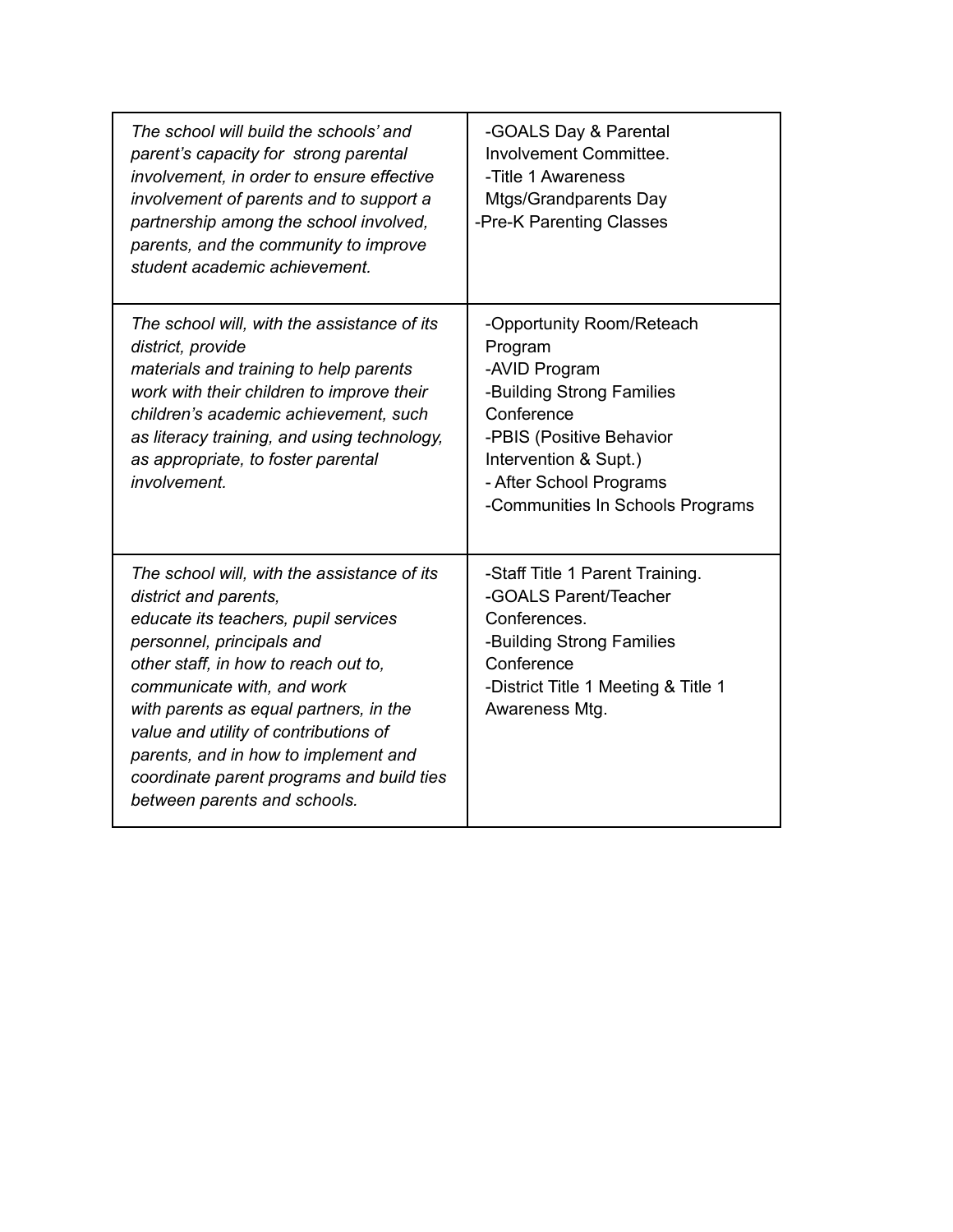| | |
|---|---|
| *The school will build the schools' and parent's capacity for strong parental involvement, in order to ensure effective involvement of parents and to support a partnership among the school involved, parents, and the community to improve student academic achievement.* | -GOALS Day & Parental Involvement Committee.<br>-Title 1 Awareness Mtgs/Grandparents Day<br>-Pre-K Parenting Classes |
| *The school will, with the assistance of its district, provide materials and training to help parents work with their children to improve their children's academic achievement, such as literacy training, and using technology, as appropriate, to foster parental involvement.* | -Opportunity Room/Reteach Program<br>-AVID Program<br>-Building Strong Families Conference<br>-PBIS (Positive Behavior Intervention & Supt.)<br>- After School Programs<br>-Communities In Schools Programs |
| *The school will, with the assistance of its district and parents, educate its teachers, pupil services personnel, principals and other staff, in how to reach out to, communicate with, and work with parents as equal partners, in the value and utility of contributions of parents, and in how to implement and coordinate parent programs and build ties between parents and schools.* | -Staff Title 1 Parent Training.<br>-GOALS Parent/Teacher Conferences.<br>-Building Strong Families Conference<br>-District Title 1 Meeting & Title 1 Awareness Mtg. |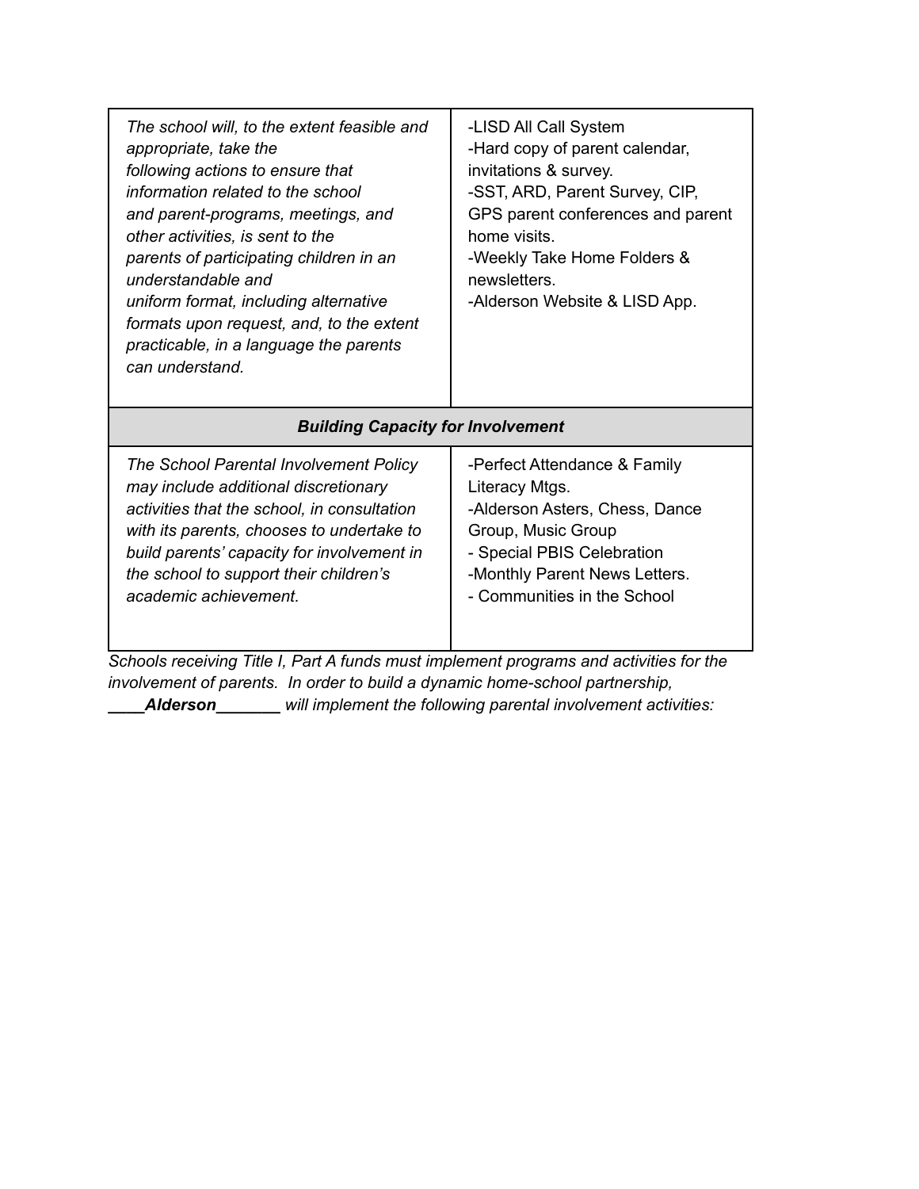| | |
|---|---|
| *The school will, to the extent feasible and appropriate, take the following actions to ensure that information related to the school and parent-programs, meetings, and other activities, is sent to the parents of participating children in an understandable and uniform format, including alternative formats upon request, and, to the extent practicable, in a language the parents can understand.* | -LISD All Call System<br>-Hard copy of parent calendar, invitations & survey.<br>-SST, ARD, Parent Survey, CIP, GPS parent conferences and parent home visits.<br>-Weekly Take Home Folders & newsletters.<br>-Alderson Website & LISD App. |
| ***Building Capacity for Involvement*** | |
| *The School Parental Involvement Policy may include additional discretionary activities that the school, in consultation with its parents, chooses to undertake to build parents' capacity for involvement in the school to support their children's academic achievement.* | -Perfect Attendance & Family Literacy Mtgs.<br>-Alderson Asters, Chess, Dance Group, Music Group<br>- Special PBIS Celebration<br>-Monthly Parent News Letters.<br>- Communities in the School |

*Schools receiving Title I, Part A funds must implement programs and activities for the involvement of parents. In order to build a dynamic home-school partnership,* ***____Alderson_______*** *will implement the following parental involvement activities:*